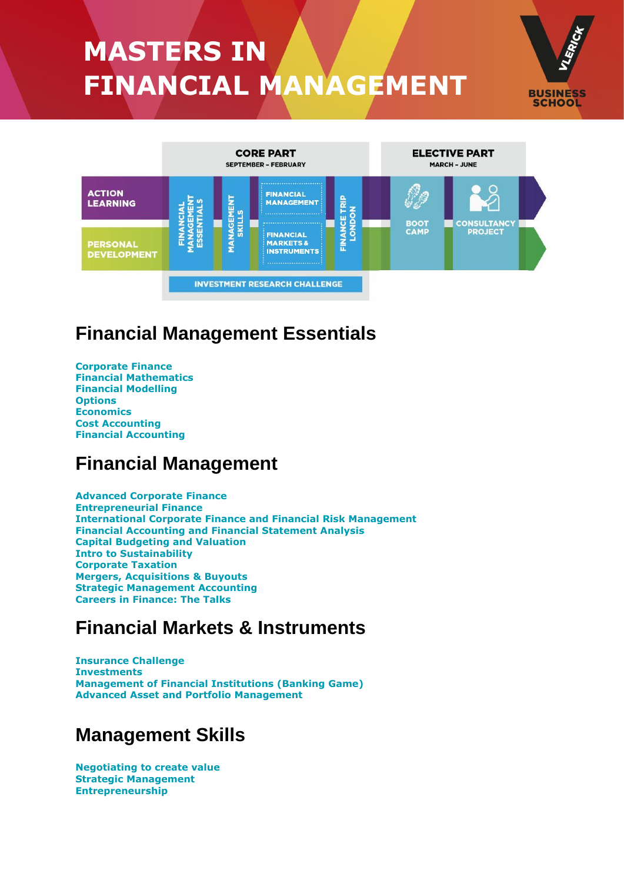# MASTERS IN FINANCIAL MANAGEMENT

VLERICK BUSINESS SCHOOL

| | CORE PART SEPTEMBER – FEBRUARY | | | | | ELECTIVE PART MARCH – JUNE | |
|---|---|---|---|---|---|---|---|
| ACTION LEARNING / PERSONAL DEVELOPMENT | FINANCIAL MANAGEMENT ESSENTIALS | MANAGEMENT SKILLS | FINANCIAL MANAGEMENT / FINANCIAL MARKETS & INSTRUMENTS | FINANCE TRIP LONDON | | BOOT CAMP | CONSULTANCY PROJECT |
| | INVESTMENT RESEARCH CHALLENGE | | | | | | |

## Financial Management Essentials

**Corporate Finance**
**Financial Mathematics**
**Financial Modelling**
**Options**
**Economics**
**Cost Accounting**
**Financial Accounting**

## Financial Management

**Advanced Corporate Finance**
**Entrepreneurial Finance**
**International Corporate Finance and Financial Risk Management**
**Financial Accounting and Financial Statement Analysis**
**Capital Budgeting and Valuation**
**Intro to Sustainability**
**Corporate Taxation**
**Mergers, Acquisitions & Buyouts**
**Strategic Management Accounting**
**Careers in Finance: The Talks**

## Financial Markets & Instruments

**Insurance Challenge**
**Investments**
**Management of Financial Institutions (Banking Game)**
**Advanced Asset and Portfolio Management**

## Management Skills

**Negotiating to create value**
**Strategic Management**
**Entrepreneurship**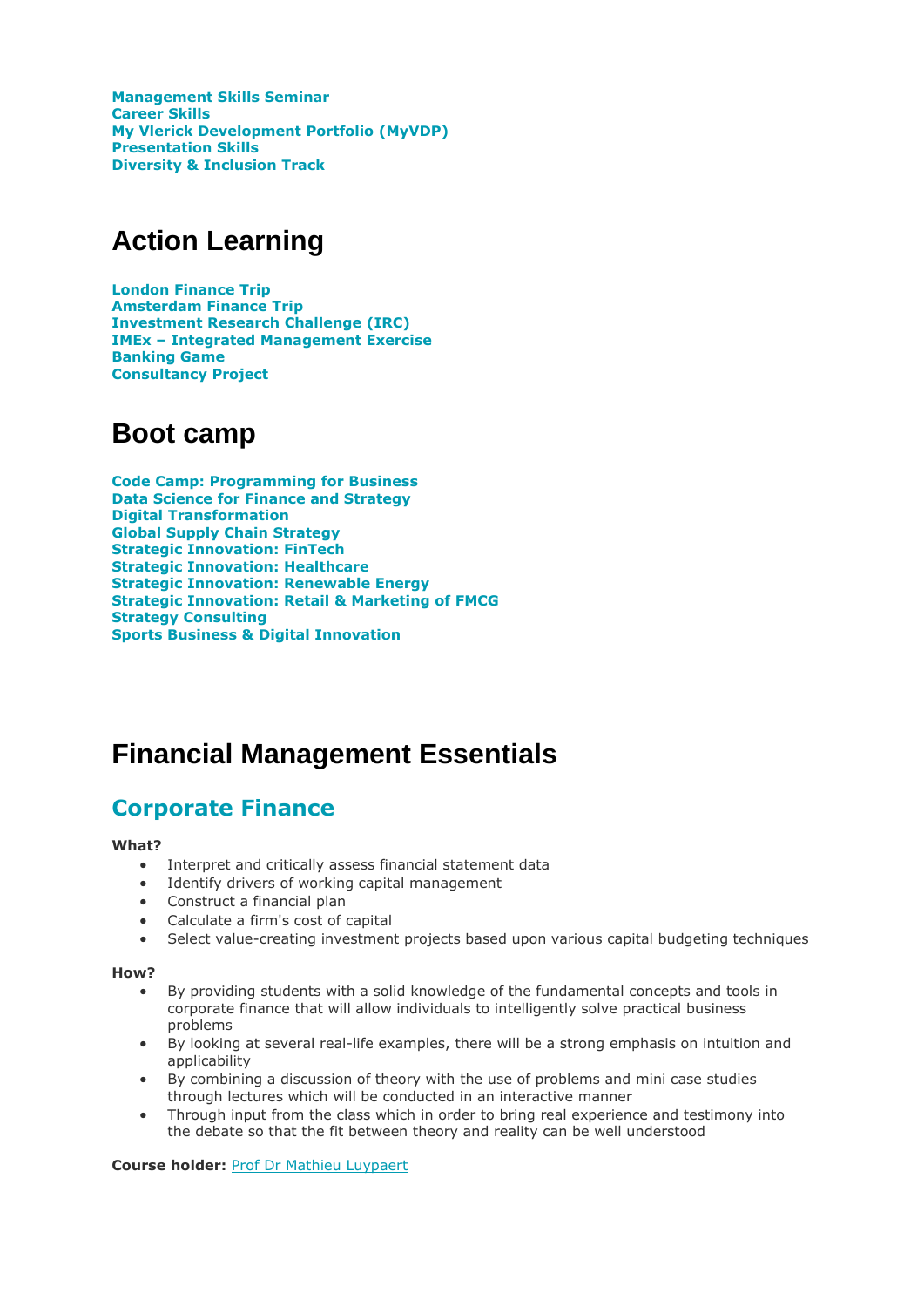**Management Skills Seminar**
**Career Skills**
**My Vlerick Development Portfolio (MyVDP)**
**Presentation Skills**
**Diversity & Inclusion Track**

# Action Learning

**London Finance Trip**
**Amsterdam Finance Trip**
**Investment Research Challenge (IRC)**
**IMEx – Integrated Management Exercise**
**Banking Game**
**Consultancy Project**

# Boot camp

**Code Camp: Programming for Business**
**Data Science for Finance and Strategy**
**Digital Transformation**
**Global Supply Chain Strategy**
**Strategic Innovation: FinTech**
**Strategic Innovation: Healthcare**
**Strategic Innovation: Renewable Energy**
**Strategic Innovation: Retail & Marketing of FMCG**
**Strategy Consulting**
**Sports Business & Digital Innovation**

# Financial Management Essentials

## Corporate Finance

**What?**

- Interpret and critically assess financial statement data
- Identify drivers of working capital management
- Construct a financial plan
- Calculate a firm's cost of capital
- Select value-creating investment projects based upon various capital budgeting techniques

**How?**

- By providing students with a solid knowledge of the fundamental concepts and tools in corporate finance that will allow individuals to intelligently solve practical business problems
- By looking at several real-life examples, there will be a strong emphasis on intuition and applicability
- By combining a discussion of theory with the use of problems and mini case studies through lectures which will be conducted in an interactive manner
- Through input from the class which in order to bring real experience and testimony into the debate so that the fit between theory and reality can be well understood

**Course holder:** Prof Dr Mathieu Luypaert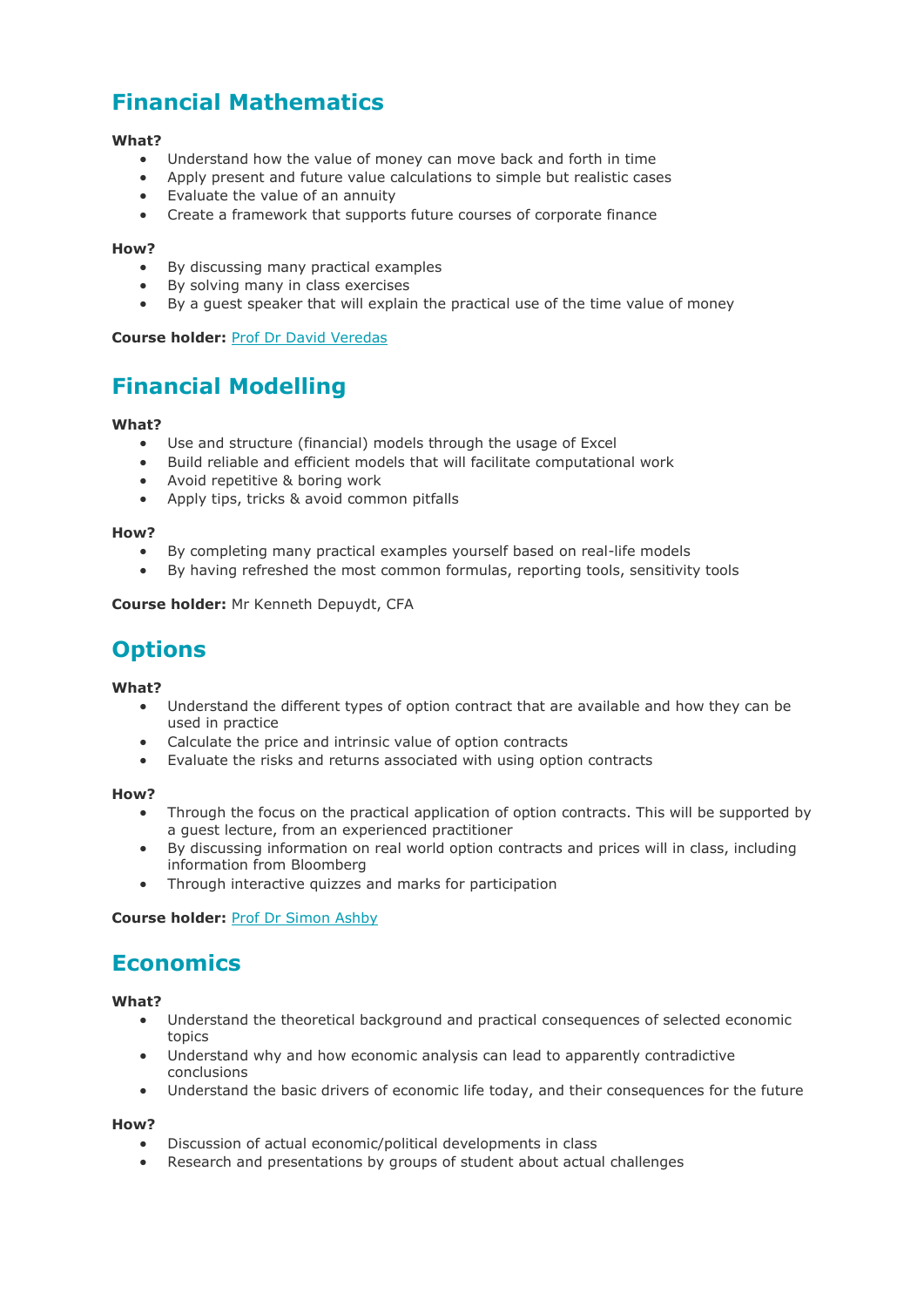## Financial Mathematics

**What?**

- Understand how the value of money can move back and forth in time
- Apply present and future value calculations to simple but realistic cases
- Evaluate the value of an annuity
- Create a framework that supports future courses of corporate finance

**How?**

- By discussing many practical examples
- By solving many in class exercises
- By a guest speaker that will explain the practical use of the time value of money

**Course holder:** Prof Dr David Veredas

## Financial Modelling

**What?**

- Use and structure (financial) models through the usage of Excel
- Build reliable and efficient models that will facilitate computational work
- Avoid repetitive & boring work
- Apply tips, tricks & avoid common pitfalls

**How?**

- By completing many practical examples yourself based on real-life models
- By having refreshed the most common formulas, reporting tools, sensitivity tools

**Course holder:** Mr Kenneth Depuydt, CFA

## Options

**What?**

- Understand the different types of option contract that are available and how they can be used in practice
- Calculate the price and intrinsic value of option contracts
- Evaluate the risks and returns associated with using option contracts

**How?**

- Through the focus on the practical application of option contracts. This will be supported by a guest lecture, from an experienced practitioner
- By discussing information on real world option contracts and prices will in class, including information from Bloomberg
- Through interactive quizzes and marks for participation

**Course holder:** Prof Dr Simon Ashby

## Economics

**What?**

- Understand the theoretical background and practical consequences of selected economic topics
- Understand why and how economic analysis can lead to apparently contradictive conclusions
- Understand the basic drivers of economic life today, and their consequences for the future

**How?**

- Discussion of actual economic/political developments in class
- Research and presentations by groups of student about actual challenges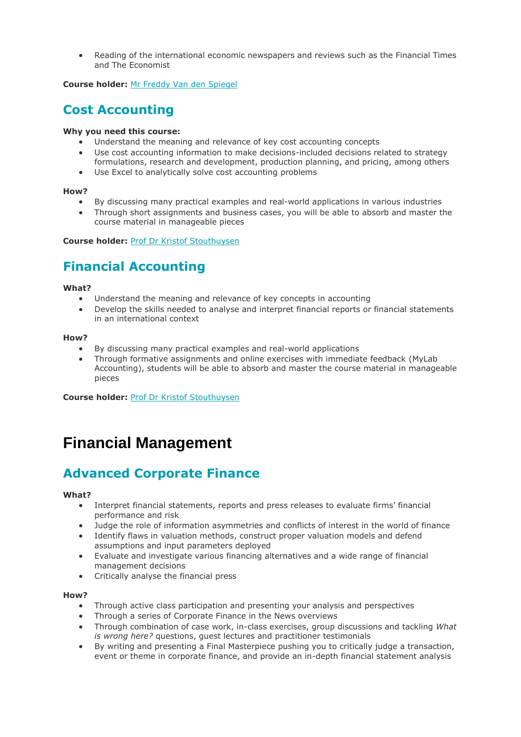- Reading of the international economic newspapers and reviews such as the Financial Times and The Economist

**Course holder:** Mr Freddy Van den Spiegel

## Cost Accounting

**Why you need this course:**

- Understand the meaning and relevance of key cost accounting concepts
- Use cost accounting information to make decisions-included decisions related to strategy formulations, research and development, production planning, and pricing, among others
- Use Excel to analytically solve cost accounting problems

**How?**

- By discussing many practical examples and real-world applications in various industries
- Through short assignments and business cases, you will be able to absorb and master the course material in manageable pieces

**Course holder:** Prof Dr Kristof Stouthuysen

## Financial Accounting

**What?**

- Understand the meaning and relevance of key concepts in accounting
- Develop the skills needed to analyse and interpret financial reports or financial statements in an international context

**How?**

- By discussing many practical examples and real-world applications
- Through formative assignments and online exercises with immediate feedback (MyLab Accounting), students will be able to absorb and master the course material in manageable pieces

**Course holder:** Prof Dr Kristof Stouthuysen

# Financial Management

## Advanced Corporate Finance

**What?**

- Interpret financial statements, reports and press releases to evaluate firms' financial performance and risk
- Judge the role of information asymmetries and conflicts of interest in the world of finance
- Identify flaws in valuation methods, construct proper valuation models and defend assumptions and input parameters deployed
- Evaluate and investigate various financing alternatives and a wide range of financial management decisions
- Critically analyse the financial press

**How?**

- Through active class participation and presenting your analysis and perspectives
- Through a series of Corporate Finance in the News overviews
- Through combination of case work, in-class exercises, group discussions and tackling *What is wrong here?* questions, guest lectures and practitioner testimonials
- By writing and presenting a Final Masterpiece pushing you to critically judge a transaction, event or theme in corporate finance, and provide an in-depth financial statement analysis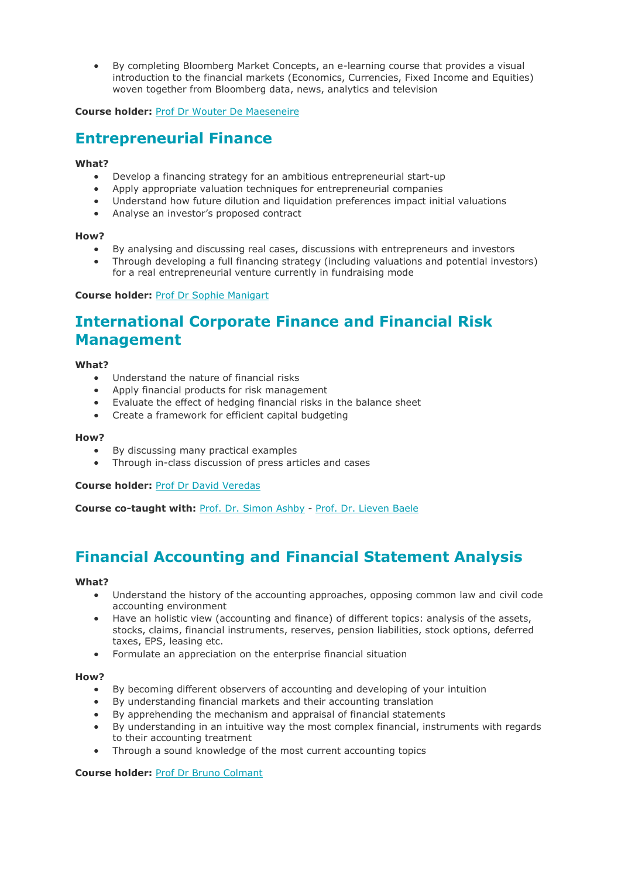- By completing Bloomberg Market Concepts, an e-learning course that provides a visual introduction to the financial markets (Economics, Currencies, Fixed Income and Equities) woven together from Bloomberg data, news, analytics and television

**Course holder:** Prof Dr Wouter De Maeseneire

## Entrepreneurial Finance

**What?**

- Develop a financing strategy for an ambitious entrepreneurial start-up
- Apply appropriate valuation techniques for entrepreneurial companies
- Understand how future dilution and liquidation preferences impact initial valuations
- Analyse an investor's proposed contract

**How?**

- By analysing and discussing real cases, discussions with entrepreneurs and investors
- Through developing a full financing strategy (including valuations and potential investors) for a real entrepreneurial venture currently in fundraising mode

**Course holder:** Prof Dr Sophie Manigart

## International Corporate Finance and Financial Risk Management

**What?**

- Understand the nature of financial risks
- Apply financial products for risk management
- Evaluate the effect of hedging financial risks in the balance sheet
- Create a framework for efficient capital budgeting

**How?**

- By discussing many practical examples
- Through in-class discussion of press articles and cases

**Course holder:** Prof Dr David Veredas

**Course co-taught with:** Prof. Dr. Simon Ashby - Prof. Dr. Lieven Baele

## Financial Accounting and Financial Statement Analysis

**What?**

- Understand the history of the accounting approaches, opposing common law and civil code accounting environment
- Have an holistic view (accounting and finance) of different topics: analysis of the assets, stocks, claims, financial instruments, reserves, pension liabilities, stock options, deferred taxes, EPS, leasing etc.
- Formulate an appreciation on the enterprise financial situation

**How?**

- By becoming different observers of accounting and developing of your intuition
- By understanding financial markets and their accounting translation
- By apprehending the mechanism and appraisal of financial statements
- By understanding in an intuitive way the most complex financial, instruments with regards to their accounting treatment
- Through a sound knowledge of the most current accounting topics

**Course holder:** Prof Dr Bruno Colmant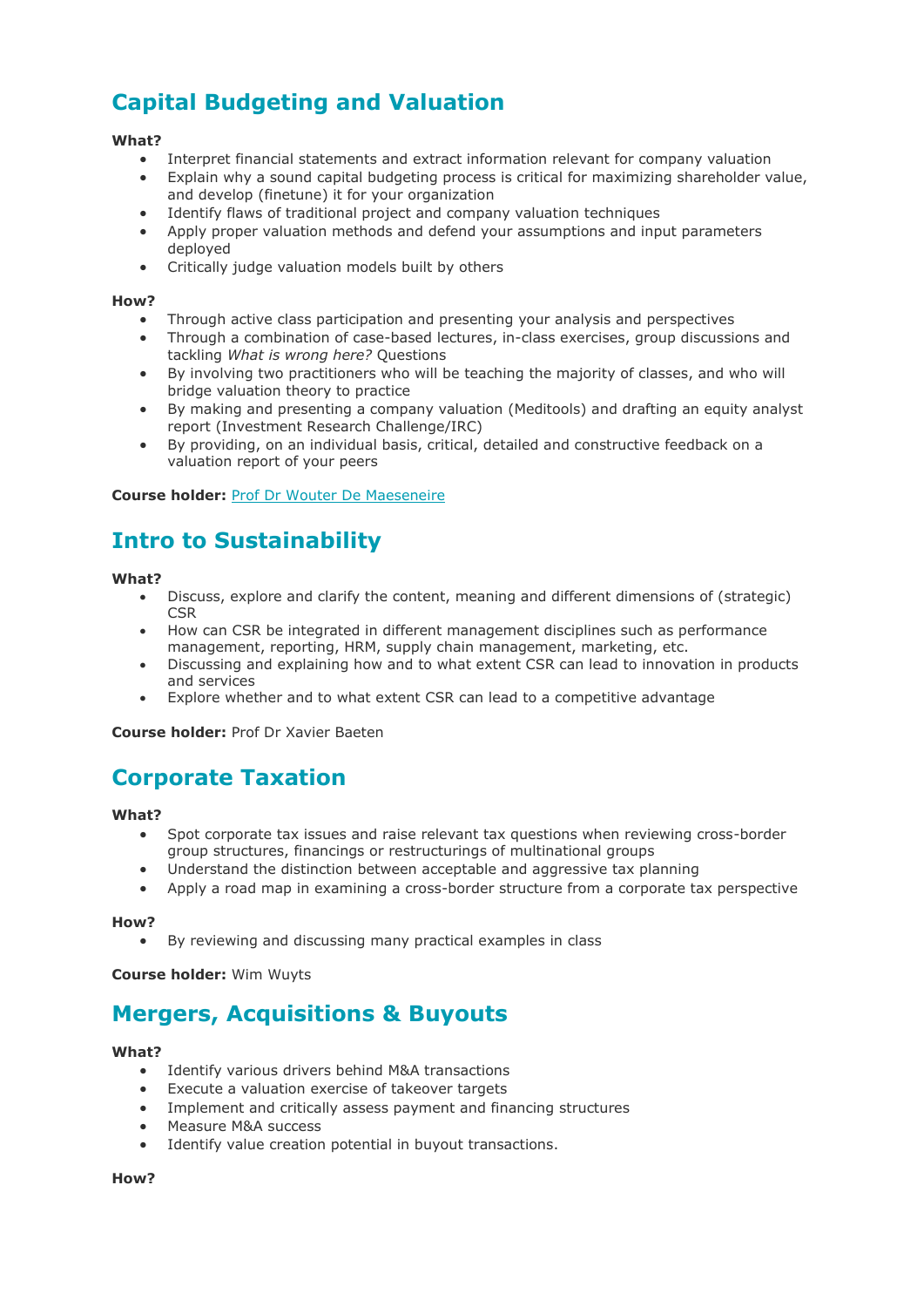## Capital Budgeting and Valuation

**What?**

- Interpret financial statements and extract information relevant for company valuation
- Explain why a sound capital budgeting process is critical for maximizing shareholder value, and develop (finetune) it for your organization
- Identify flaws of traditional project and company valuation techniques
- Apply proper valuation methods and defend your assumptions and input parameters deployed
- Critically judge valuation models built by others

**How?**

- Through active class participation and presenting your analysis and perspectives
- Through a combination of case-based lectures, in-class exercises, group discussions and tackling *What is wrong here?* Questions
- By involving two practitioners who will be teaching the majority of classes, and who will bridge valuation theory to practice
- By making and presenting a company valuation (Meditools) and drafting an equity analyst report (Investment Research Challenge/IRC)
- By providing, on an individual basis, critical, detailed and constructive feedback on a valuation report of your peers

**Course holder:** Prof Dr Wouter De Maeseneire

## Intro to Sustainability

**What?**

- Discuss, explore and clarify the content, meaning and different dimensions of (strategic) CSR
- How can CSR be integrated in different management disciplines such as performance management, reporting, HRM, supply chain management, marketing, etc.
- Discussing and explaining how and to what extent CSR can lead to innovation in products and services
- Explore whether and to what extent CSR can lead to a competitive advantage

**Course holder:** Prof Dr Xavier Baeten

## Corporate Taxation

**What?**

- Spot corporate tax issues and raise relevant tax questions when reviewing cross-border group structures, financings or restructurings of multinational groups
- Understand the distinction between acceptable and aggressive tax planning
- Apply a road map in examining a cross-border structure from a corporate tax perspective

**How?**

- By reviewing and discussing many practical examples in class

**Course holder:** Wim Wuyts

## Mergers, Acquisitions & Buyouts

**What?**

- Identify various drivers behind M&A transactions
- Execute a valuation exercise of takeover targets
- Implement and critically assess payment and financing structures
- Measure M&A success
- Identify value creation potential in buyout transactions.

**How?**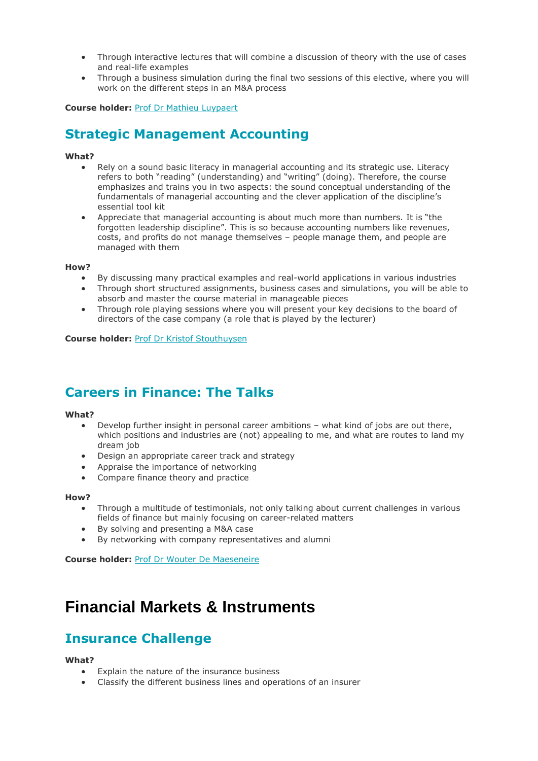- Through interactive lectures that will combine a discussion of theory with the use of cases and real-life examples
- Through a business simulation during the final two sessions of this elective, where you will work on the different steps in an M&A process

**Course holder:** Prof Dr Mathieu Luypaert

## Strategic Management Accounting

**What?**

- Rely on a sound basic literacy in managerial accounting and its strategic use. Literacy refers to both "reading" (understanding) and "writing" (doing). Therefore, the course emphasizes and trains you in two aspects: the sound conceptual understanding of the fundamentals of managerial accounting and the clever application of the discipline's essential tool kit
- Appreciate that managerial accounting is about much more than numbers. It is "the forgotten leadership discipline". This is so because accounting numbers like revenues, costs, and profits do not manage themselves – people manage them, and people are managed with them

**How?**

- By discussing many practical examples and real-world applications in various industries
- Through short structured assignments, business cases and simulations, you will be able to absorb and master the course material in manageable pieces
- Through role playing sessions where you will present your key decisions to the board of directors of the case company (a role that is played by the lecturer)

**Course holder:** Prof Dr Kristof Stouthuysen

## Careers in Finance: The Talks

**What?**

- Develop further insight in personal career ambitions – what kind of jobs are out there, which positions and industries are (not) appealing to me, and what are routes to land my dream job
- Design an appropriate career track and strategy
- Appraise the importance of networking
- Compare finance theory and practice

**How?**

- Through a multitude of testimonials, not only talking about current challenges in various fields of finance but mainly focusing on career-related matters
- By solving and presenting a M&A case
- By networking with company representatives and alumni

**Course holder:** Prof Dr Wouter De Maeseneire

# Financial Markets & Instruments

## Insurance Challenge

**What?**

- Explain the nature of the insurance business
- Classify the different business lines and operations of an insurer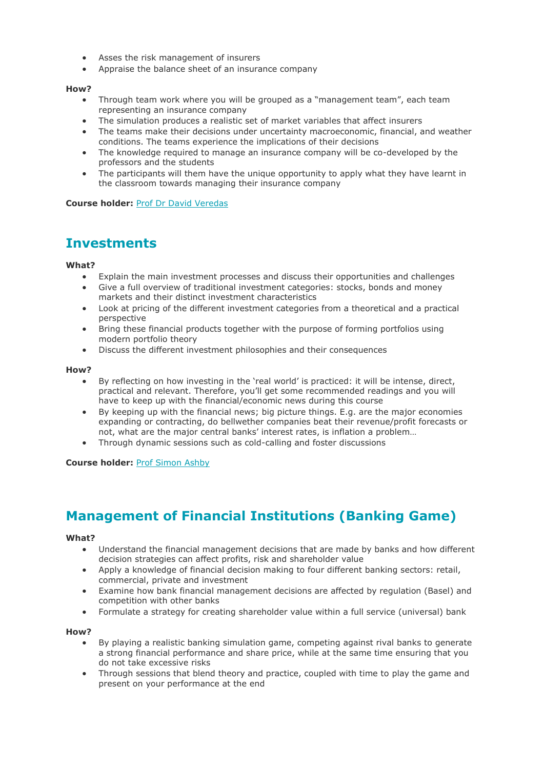- Asses the risk management of insurers
- Appraise the balance sheet of an insurance company

**How?**

- Through team work where you will be grouped as a "management team", each team representing an insurance company
- The simulation produces a realistic set of market variables that affect insurers
- The teams make their decisions under uncertainty macroeconomic, financial, and weather conditions. The teams experience the implications of their decisions
- The knowledge required to manage an insurance company will be co-developed by the professors and the students
- The participants will them have the unique opportunity to apply what they have learnt in the classroom towards managing their insurance company

**Course holder:** Prof Dr David Veredas

## Investments

**What?**

- Explain the main investment processes and discuss their opportunities and challenges
- Give a full overview of traditional investment categories: stocks, bonds and money markets and their distinct investment characteristics
- Look at pricing of the different investment categories from a theoretical and a practical perspective
- Bring these financial products together with the purpose of forming portfolios using modern portfolio theory
- Discuss the different investment philosophies and their consequences

**How?**

- By reflecting on how investing in the 'real world' is practiced: it will be intense, direct, practical and relevant. Therefore, you'll get some recommended readings and you will have to keep up with the financial/economic news during this course
- By keeping up with the financial news; big picture things. E.g. are the major economies expanding or contracting, do bellwether companies beat their revenue/profit forecasts or not, what are the major central banks' interest rates, is inflation a problem…
- Through dynamic sessions such as cold-calling and foster discussions

**Course holder:** Prof Simon Ashby

## Management of Financial Institutions (Banking Game)

**What?**

- Understand the financial management decisions that are made by banks and how different decision strategies can affect profits, risk and shareholder value
- Apply a knowledge of financial decision making to four different banking sectors: retail, commercial, private and investment
- Examine how bank financial management decisions are affected by regulation (Basel) and competition with other banks
- Formulate a strategy for creating shareholder value within a full service (universal) bank

**How?**

- By playing a realistic banking simulation game, competing against rival banks to generate a strong financial performance and share price, while at the same time ensuring that you do not take excessive risks
- Through sessions that blend theory and practice, coupled with time to play the game and present on your performance at the end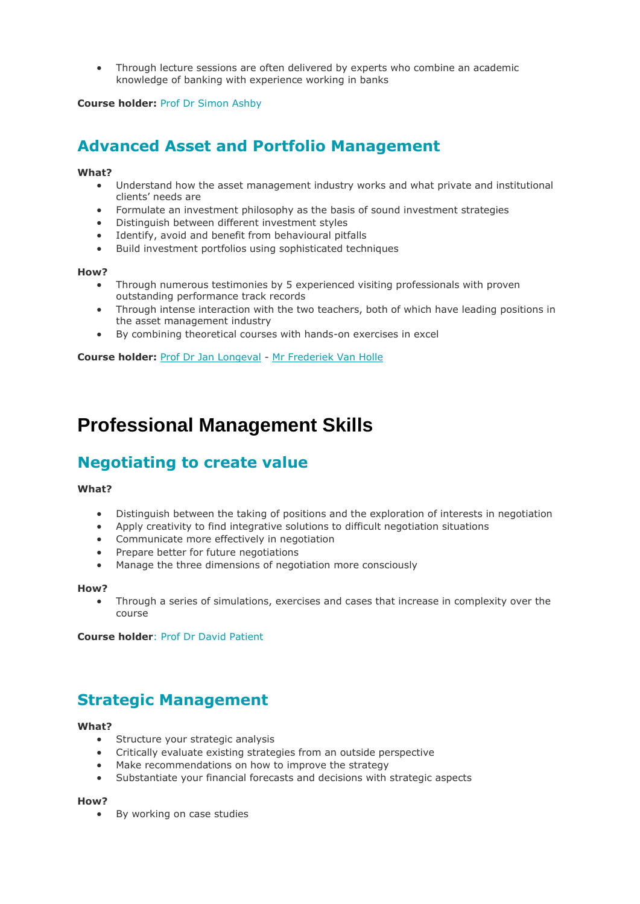- Through lecture sessions are often delivered by experts who combine an academic knowledge of banking with experience working in banks

**Course holder:** Prof Dr Simon Ashby

## Advanced Asset and Portfolio Management

**What?**

- Understand how the asset management industry works and what private and institutional clients' needs are
- Formulate an investment philosophy as the basis of sound investment strategies
- Distinguish between different investment styles
- Identify, avoid and benefit from behavioural pitfalls
- Build investment portfolios using sophisticated techniques

**How?**

- Through numerous testimonies by 5 experienced visiting professionals with proven outstanding performance track records
- Through intense interaction with the two teachers, both of which have leading positions in the asset management industry
- By combining theoretical courses with hands-on exercises in excel

**Course holder:** Prof Dr Jan Longeval - Mr Frederiek Van Holle

# Professional Management Skills

## Negotiating to create value

**What?**

- Distinguish between the taking of positions and the exploration of interests in negotiation
- Apply creativity to find integrative solutions to difficult negotiation situations
- Communicate more effectively in negotiation
- Prepare better for future negotiations
- Manage the three dimensions of negotiation more consciously

**How?**

- Through a series of simulations, exercises and cases that increase in complexity over the course

**Course holder**: Prof Dr David Patient

## Strategic Management

**What?**

- Structure your strategic analysis
- Critically evaluate existing strategies from an outside perspective
- Make recommendations on how to improve the strategy
- Substantiate your financial forecasts and decisions with strategic aspects

**How?**

- By working on case studies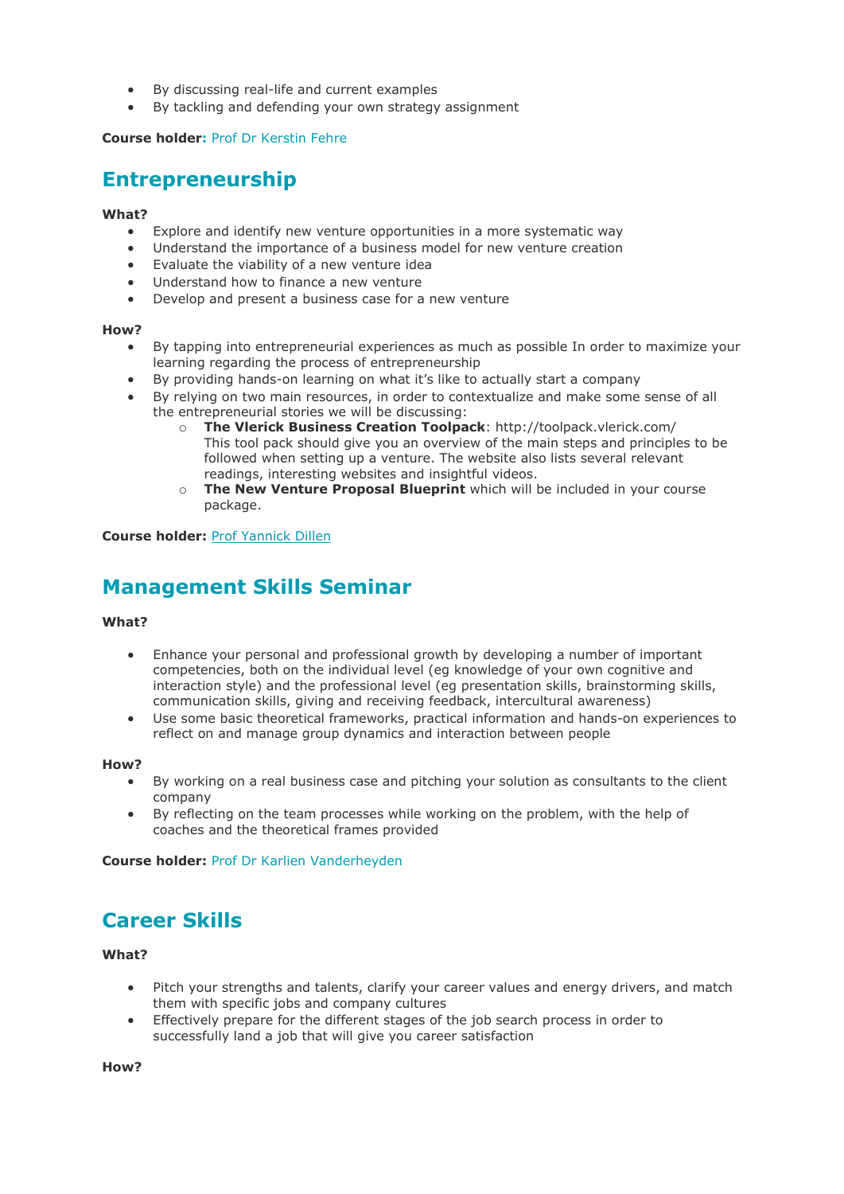- By discussing real-life and current examples
- By tackling and defending your own strategy assignment

**Course holder:** Prof Dr Kerstin Fehre

## Entrepreneurship

**What?**

- Explore and identify new venture opportunities in a more systematic way
- Understand the importance of a business model for new venture creation
- Evaluate the viability of a new venture idea
- Understand how to finance a new venture
- Develop and present a business case for a new venture

**How?**

- By tapping into entrepreneurial experiences as much as possible In order to maximize your learning regarding the process of entrepreneurship
- By providing hands-on learning on what it's like to actually start a company
- By relying on two main resources, in order to contextualize and make some sense of all the entrepreneurial stories we will be discussing:
  - **The Vlerick Business Creation Toolpack**: http://toolpack.vlerick.com/
    This tool pack should give you an overview of the main steps and principles to be followed when setting up a venture. The website also lists several relevant readings, interesting websites and insightful videos.
  - **The New Venture Proposal Blueprint** which will be included in your course package.

**Course holder:** Prof Yannick Dillen

## Management Skills Seminar

**What?**

- Enhance your personal and professional growth by developing a number of important competencies, both on the individual level (eg knowledge of your own cognitive and interaction style) and the professional level (eg presentation skills, brainstorming skills, communication skills, giving and receiving feedback, intercultural awareness)
- Use some basic theoretical frameworks, practical information and hands-on experiences to reflect on and manage group dynamics and interaction between people

**How?**

- By working on a real business case and pitching your solution as consultants to the client company
- By reflecting on the team processes while working on the problem, with the help of coaches and the theoretical frames provided

**Course holder:** Prof Dr Karlien Vanderheyden

## Career Skills

**What?**

- Pitch your strengths and talents, clarify your career values and energy drivers, and match them with specific jobs and company cultures
- Effectively prepare for the different stages of the job search process in order to successfully land a job that will give you career satisfaction

**How?**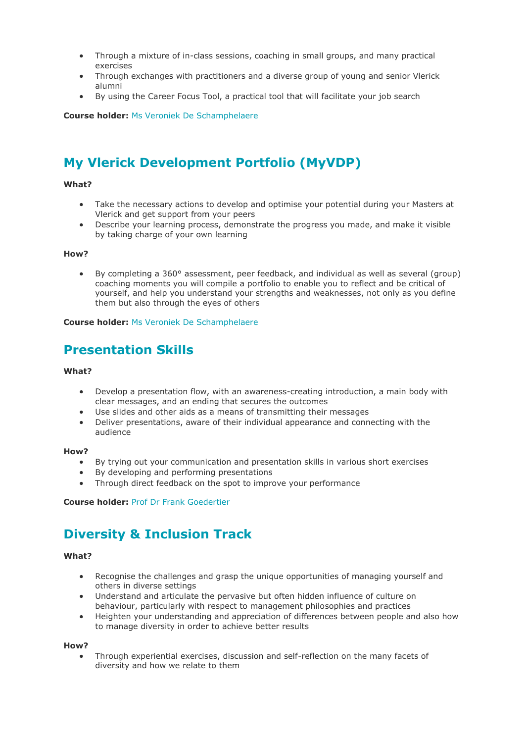- Through a mixture of in-class sessions, coaching in small groups, and many practical exercises
- Through exchanges with practitioners and a diverse group of young and senior Vlerick alumni
- By using the Career Focus Tool, a practical tool that will facilitate your job search

**Course holder:** Ms Veroniek De Schamphelaere

## My Vlerick Development Portfolio (MyVDP)

**What?**

- Take the necessary actions to develop and optimise your potential during your Masters at Vlerick and get support from your peers
- Describe your learning process, demonstrate the progress you made, and make it visible by taking charge of your own learning

**How?**

- By completing a 360° assessment, peer feedback, and individual as well as several (group) coaching moments you will compile a portfolio to enable you to reflect and be critical of yourself, and help you understand your strengths and weaknesses, not only as you define them but also through the eyes of others

**Course holder:** Ms Veroniek De Schamphelaere

## Presentation Skills

**What?**

- Develop a presentation flow, with an awareness-creating introduction, a main body with clear messages, and an ending that secures the outcomes
- Use slides and other aids as a means of transmitting their messages
- Deliver presentations, aware of their individual appearance and connecting with the audience

**How?**

- By trying out your communication and presentation skills in various short exercises
- By developing and performing presentations
- Through direct feedback on the spot to improve your performance

**Course holder:** Prof Dr Frank Goedertier

## Diversity & Inclusion Track

**What?**

- Recognise the challenges and grasp the unique opportunities of managing yourself and others in diverse settings
- Understand and articulate the pervasive but often hidden influence of culture on behaviour, particularly with respect to management philosophies and practices
- Heighten your understanding and appreciation of differences between people and also how to manage diversity in order to achieve better results

**How?**

- Through experiential exercises, discussion and self-reflection on the many facets of diversity and how we relate to them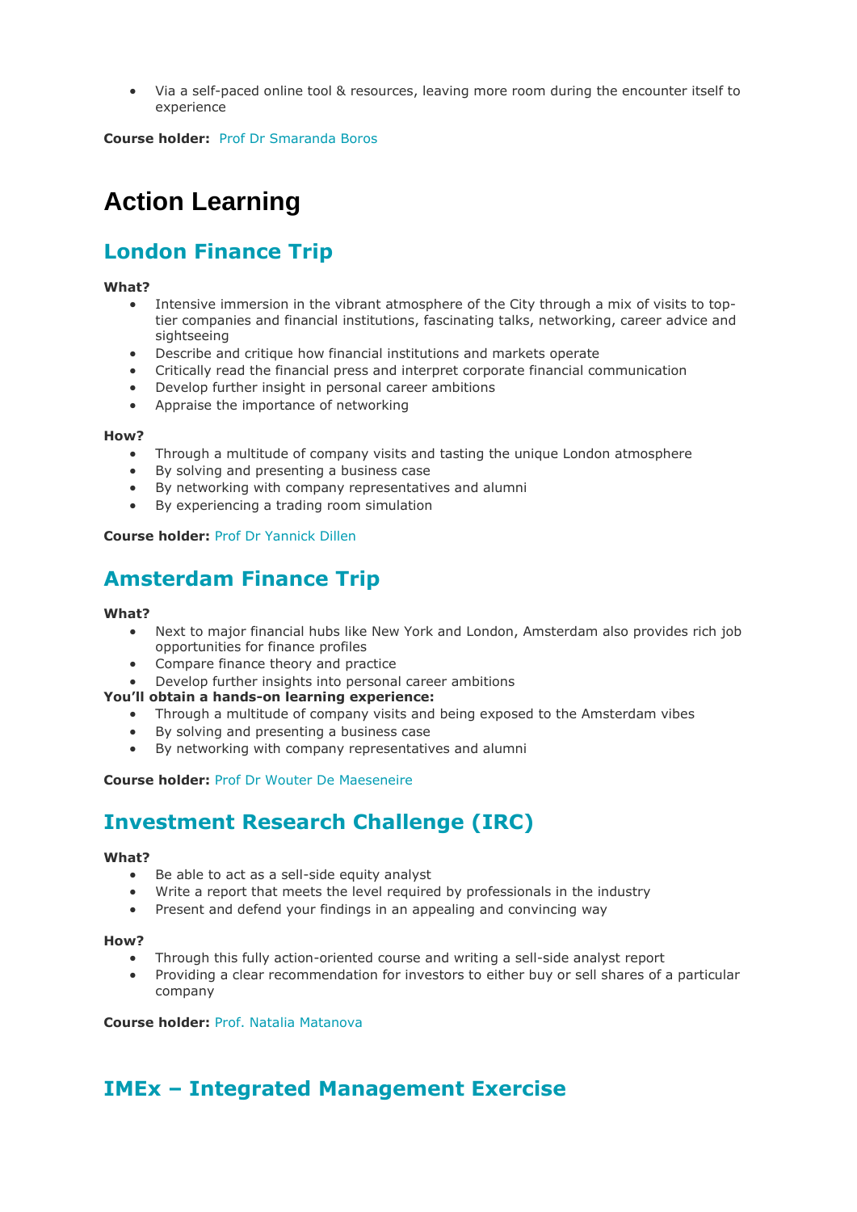- Via a self-paced online tool & resources, leaving more room during the encounter itself to experience

**Course holder:** Prof Dr Smaranda Boros

# Action Learning

## London Finance Trip

**What?**

- Intensive immersion in the vibrant atmosphere of the City through a mix of visits to top-tier companies and financial institutions, fascinating talks, networking, career advice and sightseeing
- Describe and critique how financial institutions and markets operate
- Critically read the financial press and interpret corporate financial communication
- Develop further insight in personal career ambitions
- Appraise the importance of networking

**How?**

- Through a multitude of company visits and tasting the unique London atmosphere
- By solving and presenting a business case
- By networking with company representatives and alumni
- By experiencing a trading room simulation

**Course holder:** Prof Dr Yannick Dillen

## Amsterdam Finance Trip

**What?**

- Next to major financial hubs like New York and London, Amsterdam also provides rich job opportunities for finance profiles
- Compare finance theory and practice
- Develop further insights into personal career ambitions

**You'll obtain a hands-on learning experience:**

- Through a multitude of company visits and being exposed to the Amsterdam vibes
- By solving and presenting a business case
- By networking with company representatives and alumni

**Course holder:** Prof Dr Wouter De Maeseneire

## Investment Research Challenge (IRC)

**What?**

- Be able to act as a sell-side equity analyst
- Write a report that meets the level required by professionals in the industry
- Present and defend your findings in an appealing and convincing way

**How?**

- Through this fully action-oriented course and writing a sell-side analyst report
- Providing a clear recommendation for investors to either buy or sell shares of a particular company

**Course holder:** Prof. Natalia Matanova

## IMEx – Integrated Management Exercise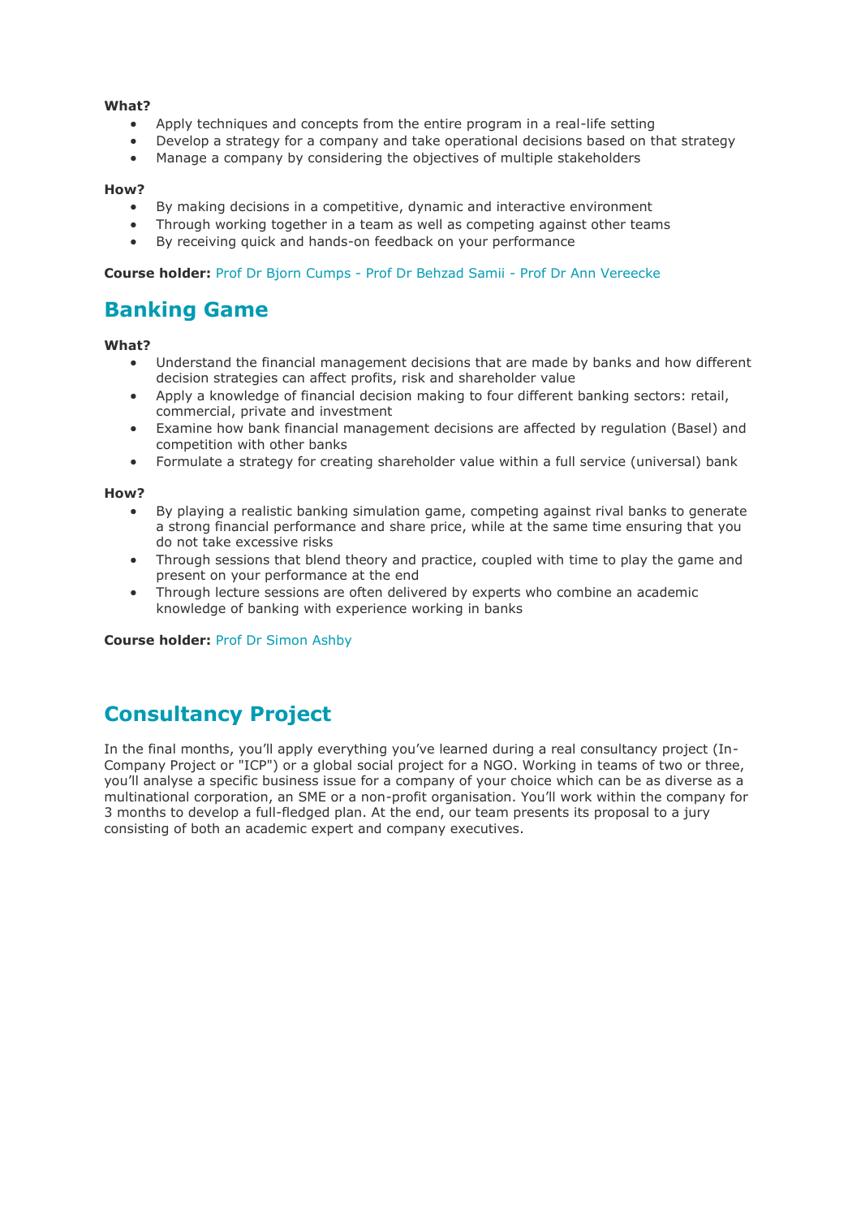**What?**

- Apply techniques and concepts from the entire program in a real-life setting
- Develop a strategy for a company and take operational decisions based on that strategy
- Manage a company by considering the objectives of multiple stakeholders

**How?**

- By making decisions in a competitive, dynamic and interactive environment
- Through working together in a team as well as competing against other teams
- By receiving quick and hands-on feedback on your performance

**Course holder:** Prof Dr Bjorn Cumps - Prof Dr Behzad Samii - Prof Dr Ann Vereecke

## Banking Game

**What?**

- Understand the financial management decisions that are made by banks and how different decision strategies can affect profits, risk and shareholder value
- Apply a knowledge of financial decision making to four different banking sectors: retail, commercial, private and investment
- Examine how bank financial management decisions are affected by regulation (Basel) and competition with other banks
- Formulate a strategy for creating shareholder value within a full service (universal) bank

**How?**

- By playing a realistic banking simulation game, competing against rival banks to generate a strong financial performance and share price, while at the same time ensuring that you do not take excessive risks
- Through sessions that blend theory and practice, coupled with time to play the game and present on your performance at the end
- Through lecture sessions are often delivered by experts who combine an academic knowledge of banking with experience working in banks

**Course holder:** Prof Dr Simon Ashby

## Consultancy Project

In the final months, you'll apply everything you've learned during a real consultancy project (In-Company Project or "ICP") or a global social project for a NGO. Working in teams of two or three, you'll analyse a specific business issue for a company of your choice which can be as diverse as a multinational corporation, an SME or a non-profit organisation. You'll work within the company for 3 months to develop a full-fledged plan. At the end, our team presents its proposal to a jury consisting of both an academic expert and company executives.